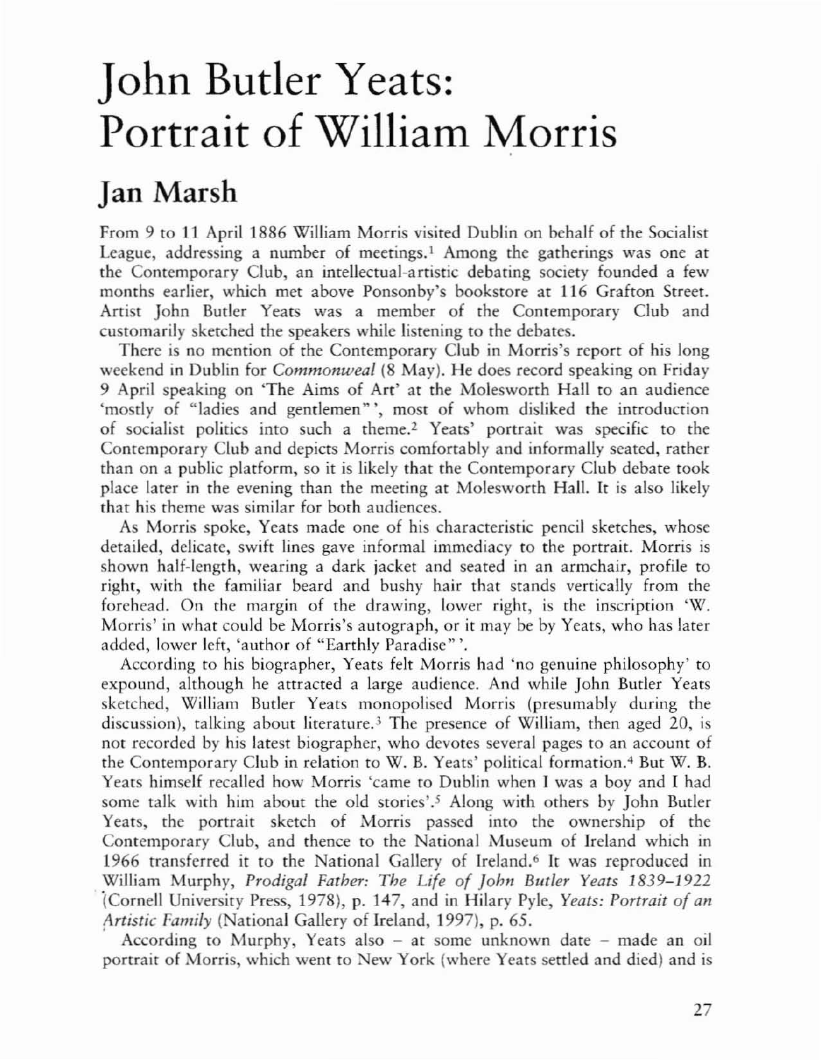# John Butler Yeats: Portrait of William Morris

## Jan Marsh

From 9 to 11 April 1886 William Morris visited Dublin on behalf of the Socialist League, addressing a number of meetings.[1] Among the gatherings was one at the Contemporary Club, an intellectual-artistic debating society founded a few months earlier, which met above Ponsonby's bookstore at 116 Grafton Street. Artist John Butler Yeats was a member of the Contemporary Club and customarily sketched the speakers while listening to the debates.

There is no mention of the Contemporary Club in Morris's report of his long weekend in Dublin for *Commonweal* (8 May). He does record speaking on Friday 9 April speaking on 'The Aims of Art' at the Molesworth Hall to an audience 'mostly of "ladies and gentlemen"', most of whom disliked the introduction of socialist politics into such a theme.[2] Yeats' portrait was specific to the Contemporary Club and depicts Morris comfortably and informally seated, rather than on a public platform, so it is likely that the Contemporary Club debate took place later in the evening than the meeting at Molesworth Hall. It is also likely that his theme was similar for both audiences.

As Morris spoke, Yeats made one of his characteristic pencil sketches, whose detailed, delicate, swift lines gave informal immediacy to the portrait. Morris is shown half-length, wearing a dark jacket and seated in an armchair, profile to right, with the familiar beard and bushy hair that stands vertically from the forehead. On the margin of the drawing, lower right, is the inscription 'W. Morris' in what could be Morris's autograph, or it may be by Yeats, who has later added, lower left, 'author of "Earthly Paradise"'.

According to his biographer, Yeats felt Morris had 'no genuine philosophy' to expound, although he attracted a large audience. And while John Butler Yeats sketched, William Butler Yeats monopolised Morris (presumably during the discussion), talking about literature.[3] The presence of William, then aged 20, is not recorded by his latest biographer, who devotes several pages to an account of the Contemporary Club in relation to W. B. Yeats' political formation.[4] But W. B. Yeats himself recalled how Morris 'came to Dublin when I was a boy and I had some talk with him about the old stories'.[5] Along with others by John Butler Yeats, the portrait sketch of Morris passed into the ownership of the Contemporary Club, and thence to the National Museum of Ireland which in 1966 transferred it to the National Gallery of Ireland.[6] It was reproduced in William Murphy, *Prodigal Father: The Life of John Butler Yeats 1839–1922* (Cornell University Press, 1978), p. 147, and in Hilary Pyle, *Yeats: Portrait of an Artistic Family* (National Gallery of Ireland, 1997), p. 65.

According to Murphy, Yeats also – at some unknown date – made an oil portrait of Morris, which went to New York (where Yeats settled and died) and is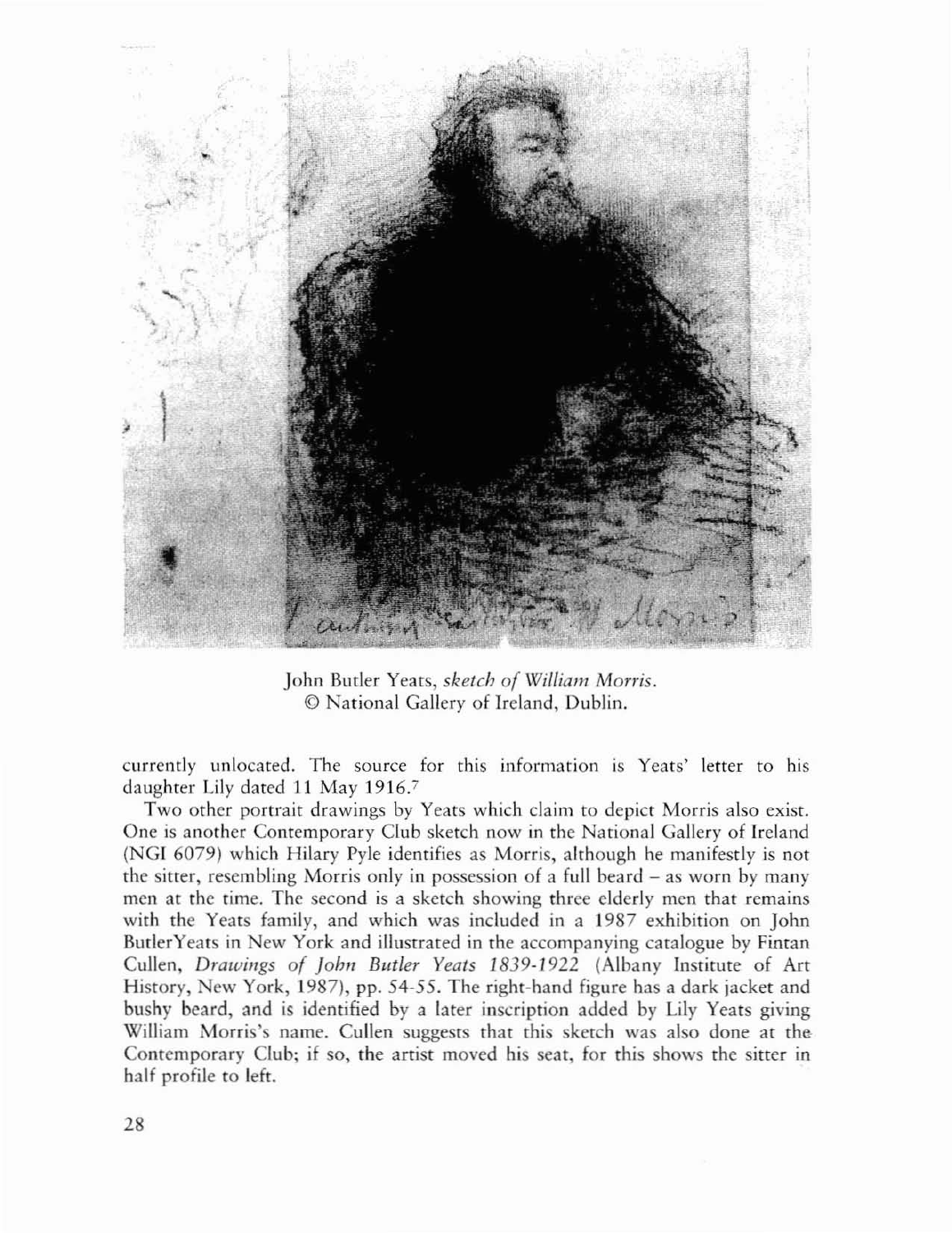John Butler Yeats, *sketch of William Morris*.
© National Gallery of Ireland, Dublin.

currently unlocated. The source for this information is Yeats' letter to his daughter Lily dated 11 May 1916.[7]

Two other portrait drawings by Yeats which claim to depict Morris also exist. One is another Contemporary Club sketch now in the National Gallery of Ireland (NGI 6079) which Hilary Pyle identifies as Morris, although he manifestly is not the sitter, resembling Morris only in possession of a full beard – as worn by many men at the time. The second is a sketch showing three elderly men that remains with the Yeats family, and which was included in a 1987 exhibition on John ButlerYeats in New York and illustrated in the accompanying catalogue by Fintan Cullen, *Drawings of John Butler Yeats 1839-1922* (Albany Institute of Art History, New York, 1987), pp. 54-55. The right-hand figure has a dark jacket and bushy beard, and is identified by a later inscription added by Lily Yeats giving William Morris's name. Cullen suggests that this sketch was also done at the Contemporary Club; if so, the artist moved his seat, for this shows the sitter in half profile to left.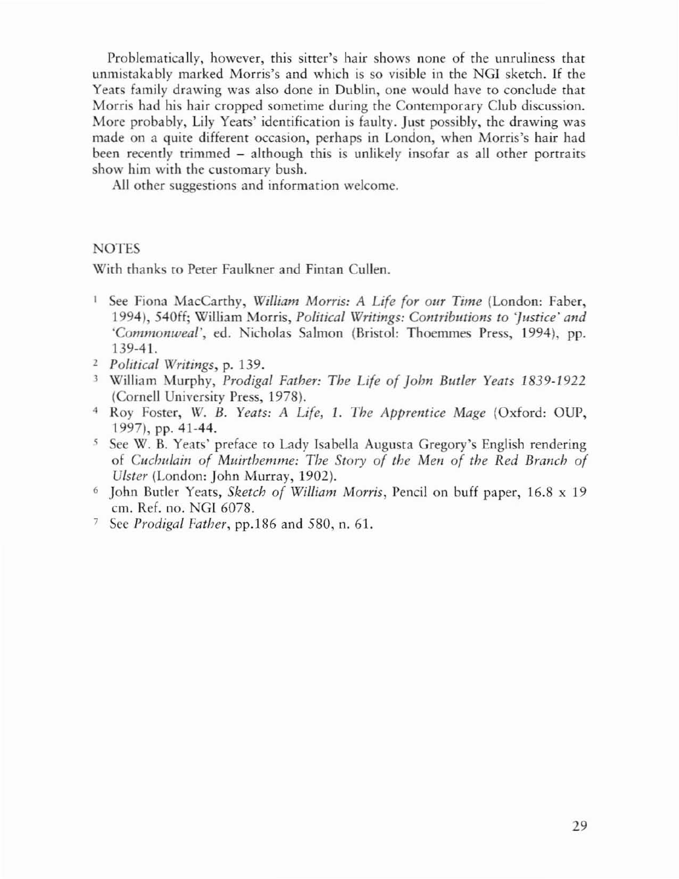Problematically, however, this sitter's hair shows none of the unruliness that unmistakably marked Morris's and which is so visible in the NGI sketch. If the Yeats family drawing was also done in Dublin, one would have to conclude that Morris had his hair cropped sometime during the Contemporary Club discussion. More probably, Lily Yeats' identification is faulty. Just possibly, the drawing was made on a quite different occasion, perhaps in London, when Morris's hair had been recently trimmed – although this is unlikely insofar as all other portraits show him with the customary bush.

All other suggestions and information welcome.

## NOTES

With thanks to Peter Faulkner and Fintan Cullen.

1. See Fiona MacCarthy, *William Morris: A Life for our Time* (London: Faber, 1994), 540ff; William Morris, *Political Writings: Contributions to 'Justice' and 'Commonweal'*, ed. Nicholas Salmon (Bristol: Thoemmes Press, 1994), pp. 139-41.
2. *Political Writings*, p. 139.
3. William Murphy, *Prodigal Father: The Life of John Butler Yeats 1839-1922* (Cornell University Press, 1978).
4. Roy Foster, *W. B. Yeats: A Life, 1. The Apprentice Mage* (Oxford: OUP, 1997), pp. 41-44.
5. See W. B. Yeats' preface to Lady Isabella Augusta Gregory's English rendering of *Cuchulain of Muirthemme: The Story of the Men of the Red Branch of Ulster* (London: John Murray, 1902).
6. John Butler Yeats, *Sketch of William Morris*, Pencil on buff paper, 16.8 x 19 cm. Ref. no. NGI 6078.
7. See *Prodigal Father*, pp.186 and 580, n. 61.